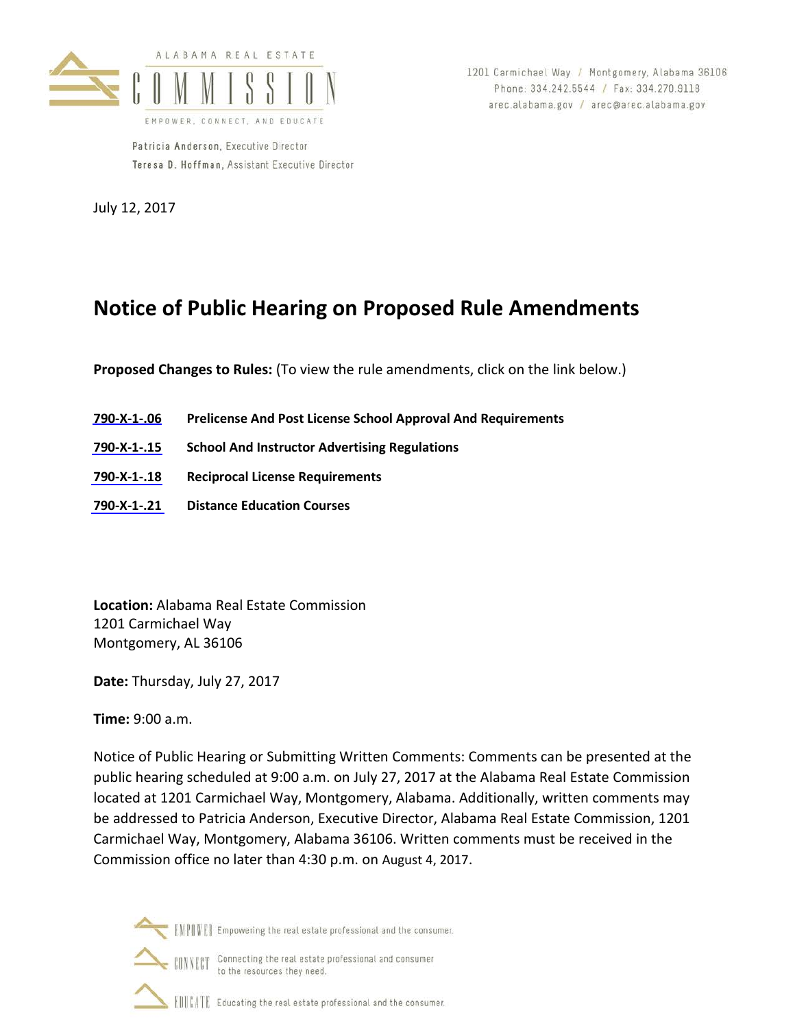ALABAMA REAL ESTATE

COMMISSION

EMPOWER, CONNECT, AND EDUCATE

Patricia Anderson, Executive Director
Teresa D. Hoffman, Assistant Executive Director

1201 Carmichael Way / Montgomery, Alabama 36106
Phone: 334.242.5544 / Fax: 334.270.9118
arec.alabama.gov / arec@arec.alabama.gov

July 12, 2017

# Notice of Public Hearing on Proposed Rule Amendments

**Proposed Changes to Rules:** (To view the rule amendments, click on the link below.)

| | |
|---|---|
| **790-X-1-.06** | **Prelicense And Post License School Approval And Requirements** |
| **790-X-1-.15** | **School And Instructor Advertising Regulations** |
| **790-X-1-.18** | **Reciprocal License Requirements** |
| **790-X-1-.21** | **Distance Education Courses** |

**Location:** Alabama Real Estate Commission
1201 Carmichael Way
Montgomery, AL 36106

**Date:** Thursday, July 27, 2017

**Time:** 9:00 a.m.

Notice of Public Hearing or Submitting Written Comments: Comments can be presented at the public hearing scheduled at 9:00 a.m. on July 27, 2017 at the Alabama Real Estate Commission located at 1201 Carmichael Way, Montgomery, Alabama. Additionally, written comments may be addressed to Patricia Anderson, Executive Director, Alabama Real Estate Commission, 1201 Carmichael Way, Montgomery, Alabama 36106. Written comments must be received in the Commission office no later than 4:30 p.m. on August 4, 2017.

EMPOWER Empowering the real estate professional and the consumer.

CONNECT Connecting the real estate professional and consumer to the resources they need.

EDUCATE Educating the real estate professional and the consumer.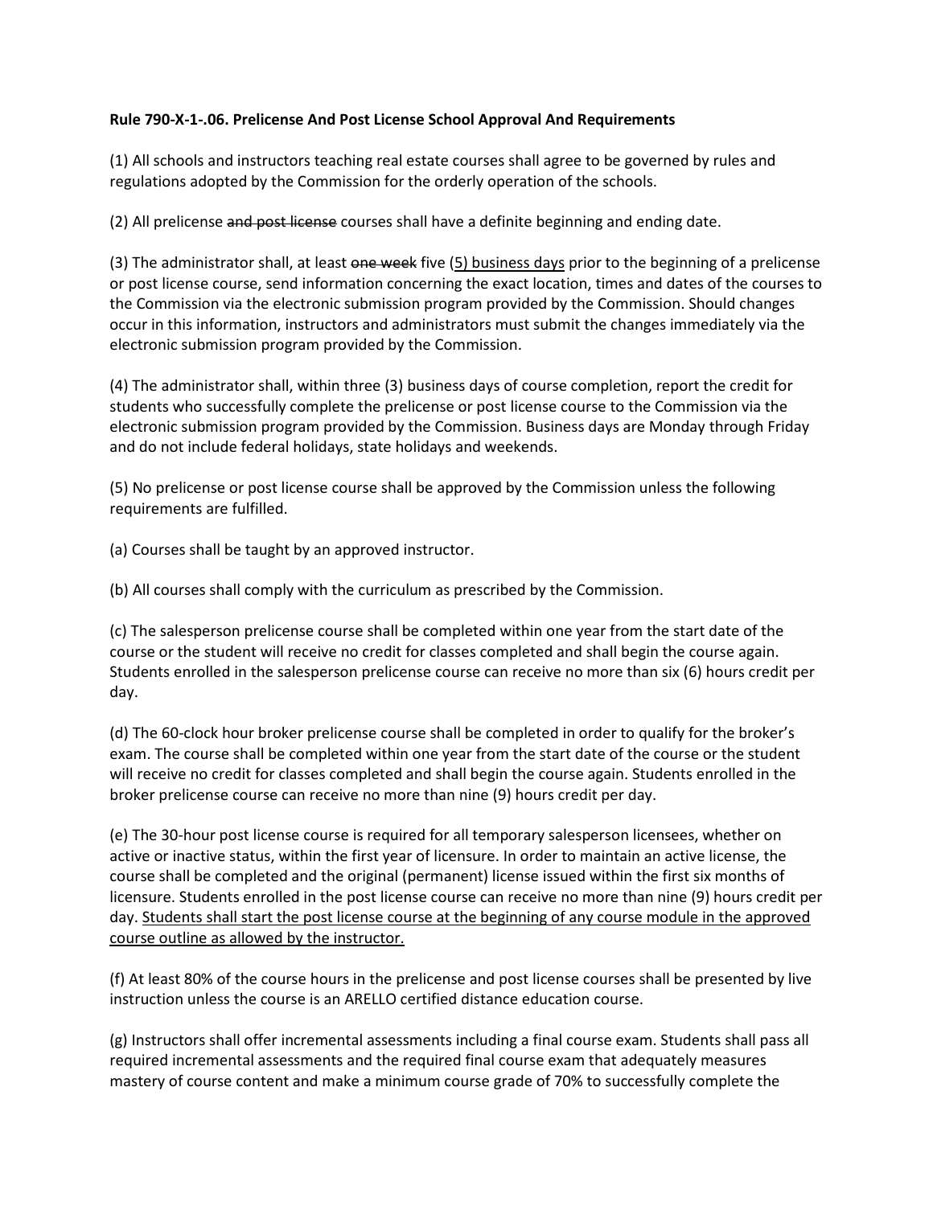**Rule 790-X-1-.06. Prelicense And Post License School Approval And Requirements**

(1) All schools and instructors teaching real estate courses shall agree to be governed by rules and regulations adopted by the Commission for the orderly operation of the schools.

(2) All prelicense ~~and post license~~ courses shall have a definite beginning and ending date.

(3) The administrator shall, at least ~~one week~~ five <u>(5) business days</u> prior to the beginning of a prelicense or post license course, send information concerning the exact location, times and dates of the courses to the Commission via the electronic submission program provided by the Commission. Should changes occur in this information, instructors and administrators must submit the changes immediately via the electronic submission program provided by the Commission.

(4) The administrator shall, within three (3) business days of course completion, report the credit for students who successfully complete the prelicense or post license course to the Commission via the electronic submission program provided by the Commission. Business days are Monday through Friday and do not include federal holidays, state holidays and weekends.

(5) No prelicense or post license course shall be approved by the Commission unless the following requirements are fulfilled.

(a) Courses shall be taught by an approved instructor.

(b) All courses shall comply with the curriculum as prescribed by the Commission.

(c) The salesperson prelicense course shall be completed within one year from the start date of the course or the student will receive no credit for classes completed and shall begin the course again. Students enrolled in the salesperson prelicense course can receive no more than six (6) hours credit per day.

(d) The 60-clock hour broker prelicense course shall be completed in order to qualify for the broker's exam. The course shall be completed within one year from the start date of the course or the student will receive no credit for classes completed and shall begin the course again. Students enrolled in the broker prelicense course can receive no more than nine (9) hours credit per day.

(e) The 30-hour post license course is required for all temporary salesperson licensees, whether on active or inactive status, within the first year of licensure. In order to maintain an active license, the course shall be completed and the original (permanent) license issued within the first six months of licensure. Students enrolled in the post license course can receive no more than nine (9) hours credit per day. <u>Students shall start the post license course at the beginning of any course module in the approved course outline as allowed by the instructor.</u>

(f) At least 80% of the course hours in the prelicense and post license courses shall be presented by live instruction unless the course is an ARELLO certified distance education course.

(g) Instructors shall offer incremental assessments including a final course exam. Students shall pass all required incremental assessments and the required final course exam that adequately measures mastery of course content and make a minimum course grade of 70% to successfully complete the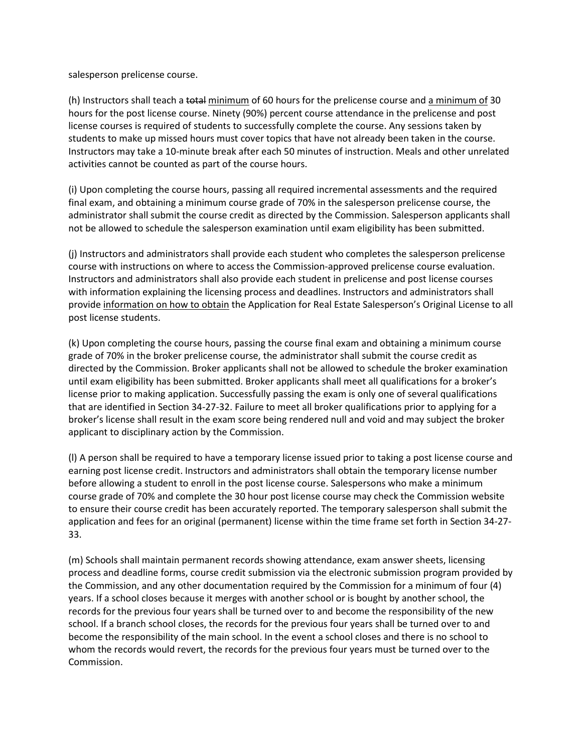salesperson prelicense course.

(h) Instructors shall teach a ~~total~~ <u>minimum</u> of 60 hours for the prelicense course and <u>a minimum of</u> 30 hours for the post license course. Ninety (90%) percent course attendance in the prelicense and post license courses is required of students to successfully complete the course. Any sessions taken by students to make up missed hours must cover topics that have not already been taken in the course. Instructors may take a 10-minute break after each 50 minutes of instruction. Meals and other unrelated activities cannot be counted as part of the course hours.

(i) Upon completing the course hours, passing all required incremental assessments and the required final exam, and obtaining a minimum course grade of 70% in the salesperson prelicense course, the administrator shall submit the course credit as directed by the Commission. Salesperson applicants shall not be allowed to schedule the salesperson examination until exam eligibility has been submitted.

(j) Instructors and administrators shall provide each student who completes the salesperson prelicense course with instructions on where to access the Commission-approved prelicense course evaluation. Instructors and administrators shall also provide each student in prelicense and post license courses with information explaining the licensing process and deadlines. Instructors and administrators shall provide <u>information on how to obtain</u> the Application for Real Estate Salesperson's Original License to all post license students.

(k) Upon completing the course hours, passing the course final exam and obtaining a minimum course grade of 70% in the broker prelicense course, the administrator shall submit the course credit as directed by the Commission. Broker applicants shall not be allowed to schedule the broker examination until exam eligibility has been submitted. Broker applicants shall meet all qualifications for a broker's license prior to making application. Successfully passing the exam is only one of several qualifications that are identified in Section 34-27-32. Failure to meet all broker qualifications prior to applying for a broker's license shall result in the exam score being rendered null and void and may subject the broker applicant to disciplinary action by the Commission.

(l) A person shall be required to have a temporary license issued prior to taking a post license course and earning post license credit. Instructors and administrators shall obtain the temporary license number before allowing a student to enroll in the post license course. Salespersons who make a minimum course grade of 70% and complete the 30 hour post license course may check the Commission website to ensure their course credit has been accurately reported. The temporary salesperson shall submit the application and fees for an original (permanent) license within the time frame set forth in Section 34-27-33.

(m) Schools shall maintain permanent records showing attendance, exam answer sheets, licensing process and deadline forms, course credit submission via the electronic submission program provided by the Commission, and any other documentation required by the Commission for a minimum of four (4) years. If a school closes because it merges with another school or is bought by another school, the records for the previous four years shall be turned over to and become the responsibility of the new school. If a branch school closes, the records for the previous four years shall be turned over to and become the responsibility of the main school. In the event a school closes and there is no school to whom the records would revert, the records for the previous four years must be turned over to the Commission.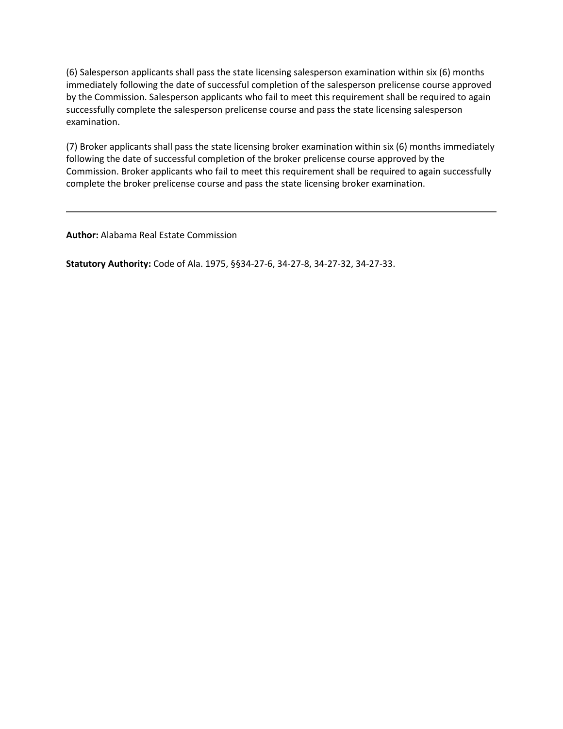(6) Salesperson applicants shall pass the state licensing salesperson examination within six (6) months immediately following the date of successful completion of the salesperson prelicense course approved by the Commission. Salesperson applicants who fail to meet this requirement shall be required to again successfully complete the salesperson prelicense course and pass the state licensing salesperson examination.

(7) Broker applicants shall pass the state licensing broker examination within six (6) months immediately following the date of successful completion of the broker prelicense course approved by the Commission. Broker applicants who fail to meet this requirement shall be required to again successfully complete the broker prelicense course and pass the state licensing broker examination.

---

**Author:** Alabama Real Estate Commission

**Statutory Authority:** Code of Ala. 1975, §§34-27-6, 34-27-8, 34-27-32, 34-27-33.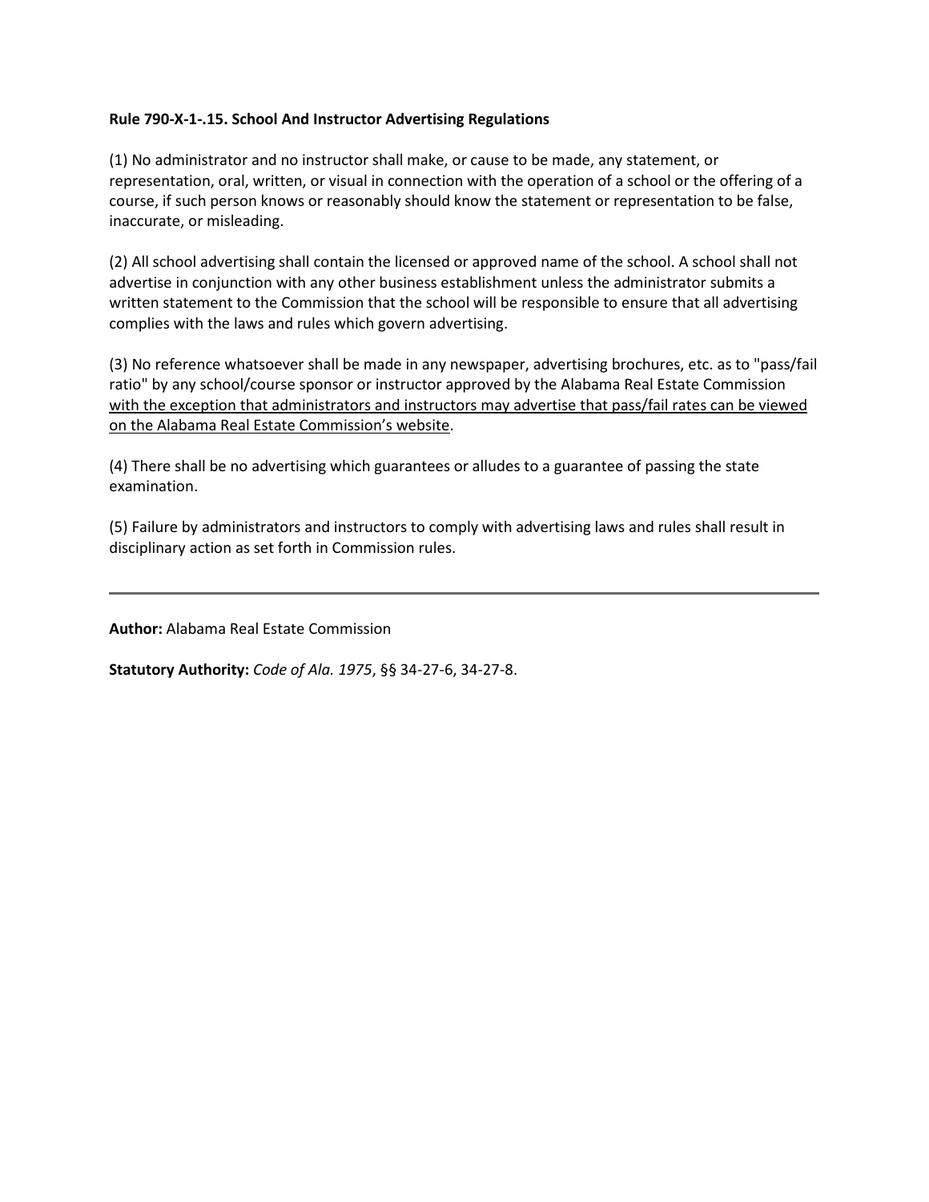**Rule 790-X-1-.15. School And Instructor Advertising Regulations**

(1) No administrator and no instructor shall make, or cause to be made, any statement, or representation, oral, written, or visual in connection with the operation of a school or the offering of a course, if such person knows or reasonably should know the statement or representation to be false, inaccurate, or misleading.

(2) All school advertising shall contain the licensed or approved name of the school. A school shall not advertise in conjunction with any other business establishment unless the administrator submits a written statement to the Commission that the school will be responsible to ensure that all advertising complies with the laws and rules which govern advertising.

(3) No reference whatsoever shall be made in any newspaper, advertising brochures, etc. as to "pass/fail ratio" by any school/course sponsor or instructor approved by the Alabama Real Estate Commission <u>with the exception that administrators and instructors may advertise that pass/fail rates can be viewed on the Alabama Real Estate Commission's website</u>.

(4) There shall be no advertising which guarantees or alludes to a guarantee of passing the state examination.

(5) Failure by administrators and instructors to comply with advertising laws and rules shall result in disciplinary action as set forth in Commission rules.

---

**Author:** Alabama Real Estate Commission

**Statutory Authority:** *Code of Ala. 1975*, §§ 34-27-6, 34-27-8.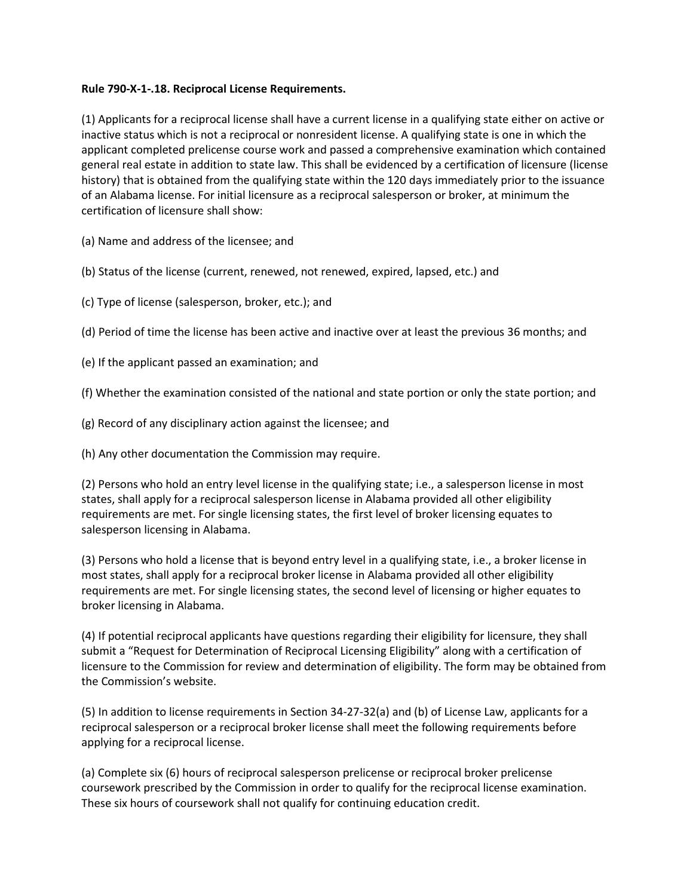**Rule 790-X-1-.18. Reciprocal License Requirements.**

(1) Applicants for a reciprocal license shall have a current license in a qualifying state either on active or inactive status which is not a reciprocal or nonresident license. A qualifying state is one in which the applicant completed prelicense course work and passed a comprehensive examination which contained general real estate in addition to state law. This shall be evidenced by a certification of licensure (license history) that is obtained from the qualifying state within the 120 days immediately prior to the issuance of an Alabama license. For initial licensure as a reciprocal salesperson or broker, at minimum the certification of licensure shall show:

(a) Name and address of the licensee; and

(b) Status of the license (current, renewed, not renewed, expired, lapsed, etc.) and

(c) Type of license (salesperson, broker, etc.); and

(d) Period of time the license has been active and inactive over at least the previous 36 months; and

(e) If the applicant passed an examination; and

(f) Whether the examination consisted of the national and state portion or only the state portion; and

(g) Record of any disciplinary action against the licensee; and

(h) Any other documentation the Commission may require.

(2) Persons who hold an entry level license in the qualifying state; i.e., a salesperson license in most states, shall apply for a reciprocal salesperson license in Alabama provided all other eligibility requirements are met. For single licensing states, the first level of broker licensing equates to salesperson licensing in Alabama.

(3) Persons who hold a license that is beyond entry level in a qualifying state, i.e., a broker license in most states, shall apply for a reciprocal broker license in Alabama provided all other eligibility requirements are met. For single licensing states, the second level of licensing or higher equates to broker licensing in Alabama.

(4) If potential reciprocal applicants have questions regarding their eligibility for licensure, they shall submit a "Request for Determination of Reciprocal Licensing Eligibility" along with a certification of licensure to the Commission for review and determination of eligibility. The form may be obtained from the Commission's website.

(5) In addition to license requirements in Section 34-27-32(a) and (b) of License Law, applicants for a reciprocal salesperson or a reciprocal broker license shall meet the following requirements before applying for a reciprocal license.

(a) Complete six (6) hours of reciprocal salesperson prelicense or reciprocal broker prelicense coursework prescribed by the Commission in order to qualify for the reciprocal license examination. These six hours of coursework shall not qualify for continuing education credit.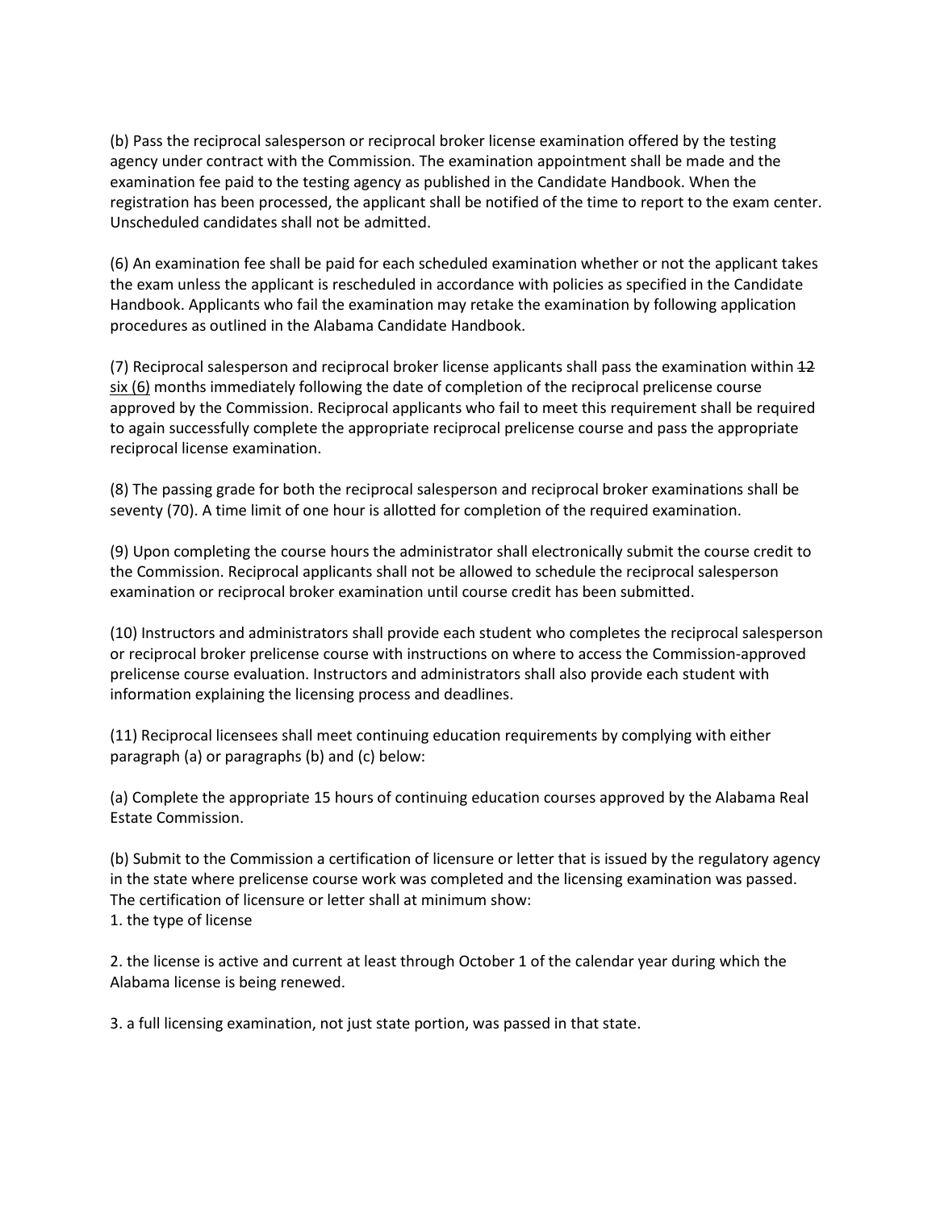(b) Pass the reciprocal salesperson or reciprocal broker license examination offered by the testing agency under contract with the Commission. The examination appointment shall be made and the examination fee paid to the testing agency as published in the Candidate Handbook. When the registration has been processed, the applicant shall be notified of the time to report to the exam center. Unscheduled candidates shall not be admitted.

(6) An examination fee shall be paid for each scheduled examination whether or not the applicant takes the exam unless the applicant is rescheduled in accordance with policies as specified in the Candidate Handbook. Applicants who fail the examination may retake the examination by following application procedures as outlined in the Alabama Candidate Handbook.

(7) Reciprocal salesperson and reciprocal broker license applicants shall pass the examination within ~~12~~ <u>six (6)</u> months immediately following the date of completion of the reciprocal prelicense course approved by the Commission. Reciprocal applicants who fail to meet this requirement shall be required to again successfully complete the appropriate reciprocal prelicense course and pass the appropriate reciprocal license examination.

(8) The passing grade for both the reciprocal salesperson and reciprocal broker examinations shall be seventy (70). A time limit of one hour is allotted for completion of the required examination.

(9) Upon completing the course hours the administrator shall electronically submit the course credit to the Commission. Reciprocal applicants shall not be allowed to schedule the reciprocal salesperson examination or reciprocal broker examination until course credit has been submitted.

(10) Instructors and administrators shall provide each student who completes the reciprocal salesperson or reciprocal broker prelicense course with instructions on where to access the Commission-approved prelicense course evaluation. Instructors and administrators shall also provide each student with information explaining the licensing process and deadlines.

(11) Reciprocal licensees shall meet continuing education requirements by complying with either paragraph (a) or paragraphs (b) and (c) below:

(a) Complete the appropriate 15 hours of continuing education courses approved by the Alabama Real Estate Commission.

(b) Submit to the Commission a certification of licensure or letter that is issued by the regulatory agency in the state where prelicense course work was completed and the licensing examination was passed. The certification of licensure or letter shall at minimum show:

1. the type of license

2. the license is active and current at least through October 1 of the calendar year during which the Alabama license is being renewed.

3. a full licensing examination, not just state portion, was passed in that state.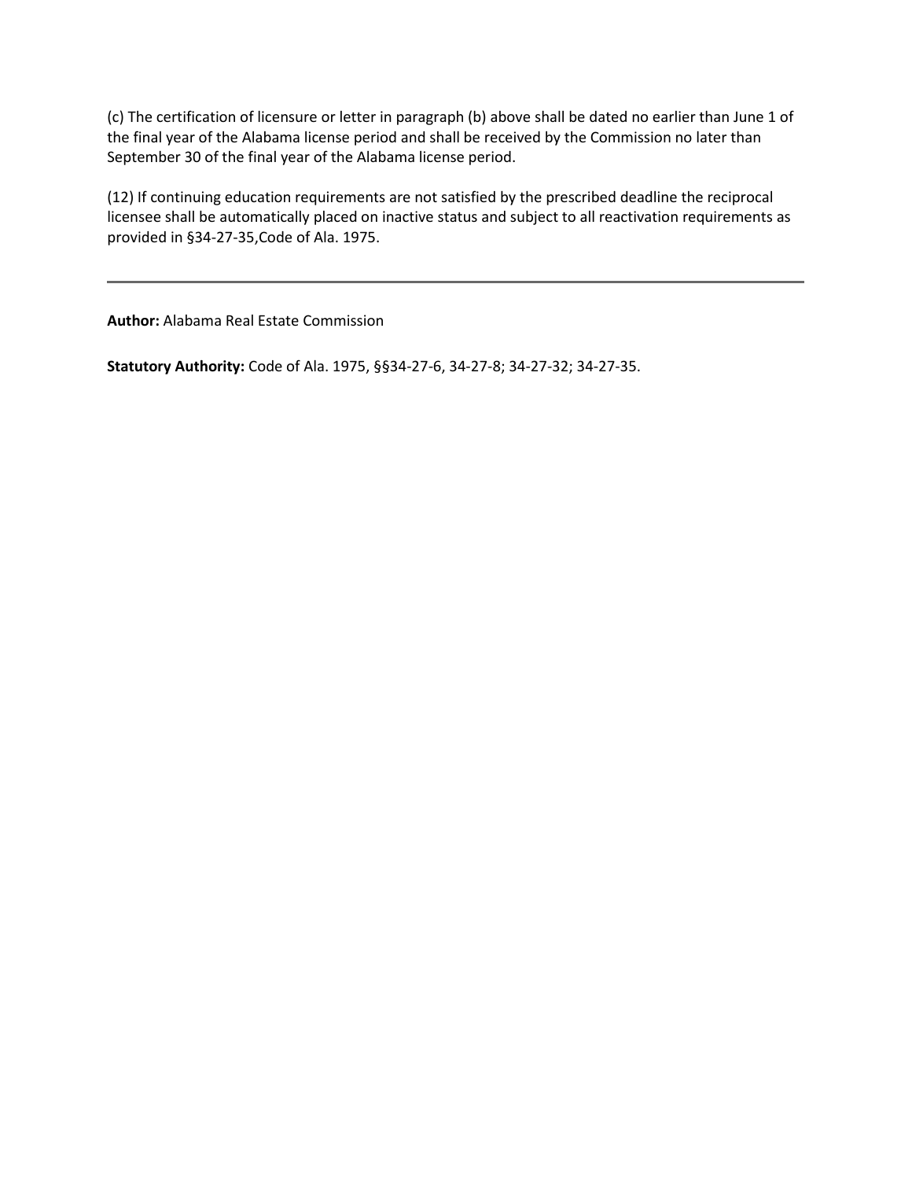(c) The certification of licensure or letter in paragraph (b) above shall be dated no earlier than June 1 of the final year of the Alabama license period and shall be received by the Commission no later than September 30 of the final year of the Alabama license period.

(12) If continuing education requirements are not satisfied by the prescribed deadline the reciprocal licensee shall be automatically placed on inactive status and subject to all reactivation requirements as provided in §34-27-35,Code of Ala. 1975.

---

**Author:** Alabama Real Estate Commission

**Statutory Authority:** Code of Ala. 1975, §§34-27-6, 34-27-8; 34-27-32; 34-27-35.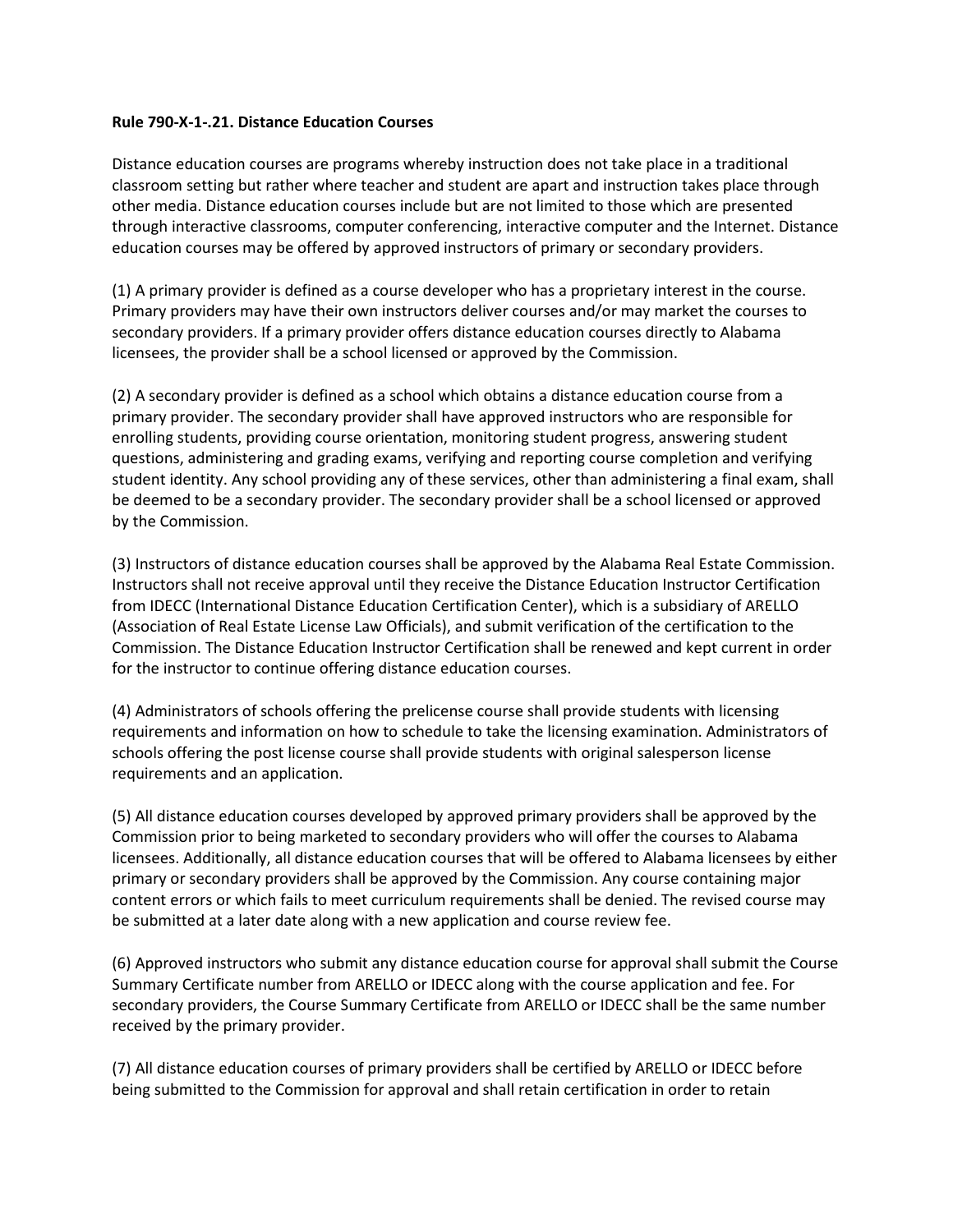**Rule 790-X-1-.21. Distance Education Courses**

Distance education courses are programs whereby instruction does not take place in a traditional classroom setting but rather where teacher and student are apart and instruction takes place through other media. Distance education courses include but are not limited to those which are presented through interactive classrooms, computer conferencing, interactive computer and the Internet. Distance education courses may be offered by approved instructors of primary or secondary providers.

(1) A primary provider is defined as a course developer who has a proprietary interest in the course. Primary providers may have their own instructors deliver courses and/or may market the courses to secondary providers. If a primary provider offers distance education courses directly to Alabama licensees, the provider shall be a school licensed or approved by the Commission.

(2) A secondary provider is defined as a school which obtains a distance education course from a primary provider. The secondary provider shall have approved instructors who are responsible for enrolling students, providing course orientation, monitoring student progress, answering student questions, administering and grading exams, verifying and reporting course completion and verifying student identity. Any school providing any of these services, other than administering a final exam, shall be deemed to be a secondary provider. The secondary provider shall be a school licensed or approved by the Commission.

(3) Instructors of distance education courses shall be approved by the Alabama Real Estate Commission. Instructors shall not receive approval until they receive the Distance Education Instructor Certification from IDECC (International Distance Education Certification Center), which is a subsidiary of ARELLO (Association of Real Estate License Law Officials), and submit verification of the certification to the Commission. The Distance Education Instructor Certification shall be renewed and kept current in order for the instructor to continue offering distance education courses.

(4) Administrators of schools offering the prelicense course shall provide students with licensing requirements and information on how to schedule to take the licensing examination. Administrators of schools offering the post license course shall provide students with original salesperson license requirements and an application.

(5) All distance education courses developed by approved primary providers shall be approved by the Commission prior to being marketed to secondary providers who will offer the courses to Alabama licensees. Additionally, all distance education courses that will be offered to Alabama licensees by either primary or secondary providers shall be approved by the Commission. Any course containing major content errors or which fails to meet curriculum requirements shall be denied. The revised course may be submitted at a later date along with a new application and course review fee.

(6) Approved instructors who submit any distance education course for approval shall submit the Course Summary Certificate number from ARELLO or IDECC along with the course application and fee. For secondary providers, the Course Summary Certificate from ARELLO or IDECC shall be the same number received by the primary provider.

(7) All distance education courses of primary providers shall be certified by ARELLO or IDECC before being submitted to the Commission for approval and shall retain certification in order to retain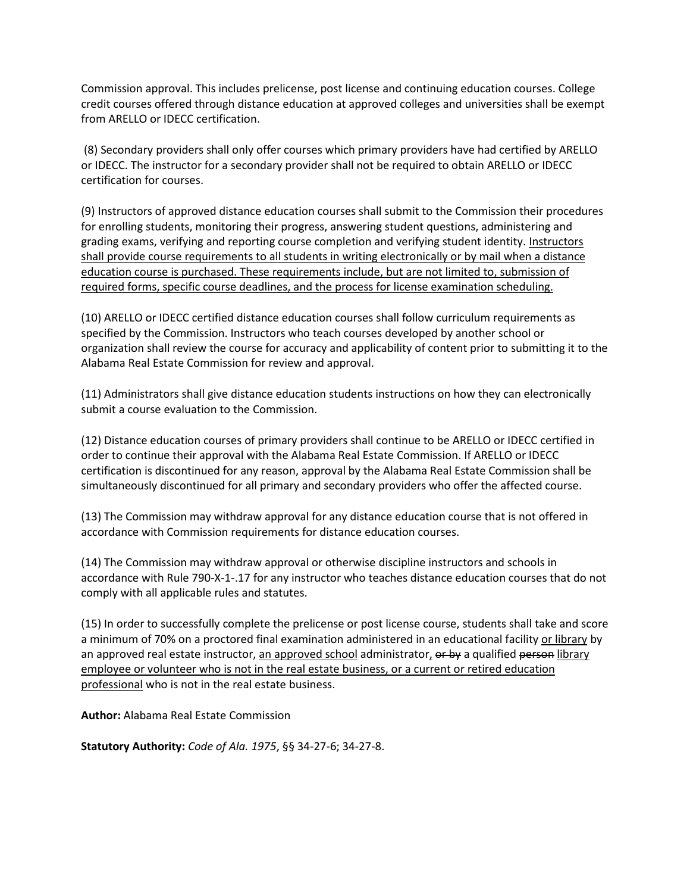Commission approval. This includes prelicense, post license and continuing education courses. College credit courses offered through distance education at approved colleges and universities shall be exempt from ARELLO or IDECC certification.

(8) Secondary providers shall only offer courses which primary providers have had certified by ARELLO or IDECC. The instructor for a secondary provider shall not be required to obtain ARELLO or IDECC certification for courses.

(9) Instructors of approved distance education courses shall submit to the Commission their procedures for enrolling students, monitoring their progress, answering student questions, administering and grading exams, verifying and reporting course completion and verifying student identity. <u>Instructors shall provide course requirements to all students in writing electronically or by mail when a distance education course is purchased. These requirements include, but are not limited to, submission of required forms, specific course deadlines, and the process for license examination scheduling.</u>

(10) ARELLO or IDECC certified distance education courses shall follow curriculum requirements as specified by the Commission. Instructors who teach courses developed by another school or organization shall review the course for accuracy and applicability of content prior to submitting it to the Alabama Real Estate Commission for review and approval.

(11) Administrators shall give distance education students instructions on how they can electronically submit a course evaluation to the Commission.

(12) Distance education courses of primary providers shall continue to be ARELLO or IDECC certified in order to continue their approval with the Alabama Real Estate Commission. If ARELLO or IDECC certification is discontinued for any reason, approval by the Alabama Real Estate Commission shall be simultaneously discontinued for all primary and secondary providers who offer the affected course.

(13) The Commission may withdraw approval for any distance education course that is not offered in accordance with Commission requirements for distance education courses.

(14) The Commission may withdraw approval or otherwise discipline instructors and schools in accordance with Rule 790-X-1-.17 for any instructor who teaches distance education courses that do not comply with all applicable rules and statutes.

(15) In order to successfully complete the prelicense or post license course, students shall take and score a minimum of 70% on a proctored final examination administered in an educational facility <u>or library</u> by an approved real estate instructor, <u>an approved school</u> administrator<u>,</u> ~~or by~~ a qualified ~~person~~ <u>library employee or volunteer who is not in the real estate business, or a current or retired education professional</u> who is not in the real estate business.

**Author:** Alabama Real Estate Commission

**Statutory Authority:** *Code of Ala. 1975*, §§ 34-27-6; 34-27-8.